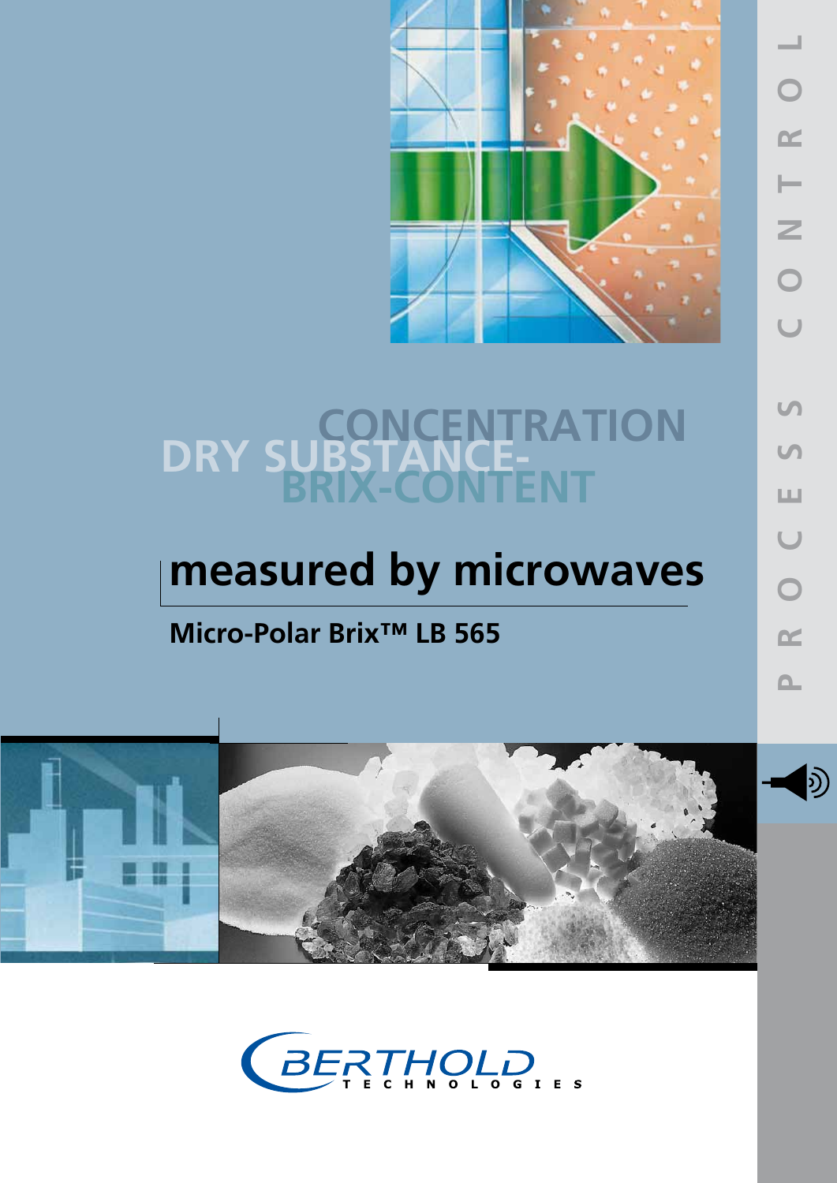# CONCENTRATION
# DRY SUBSTANCE-
# BRIX-CONTENT

## measured by microwaves

**Micro-Polar Brix™ LB 565**

PROCESS CONTROL

BERTHOLD TECHNOLOGIES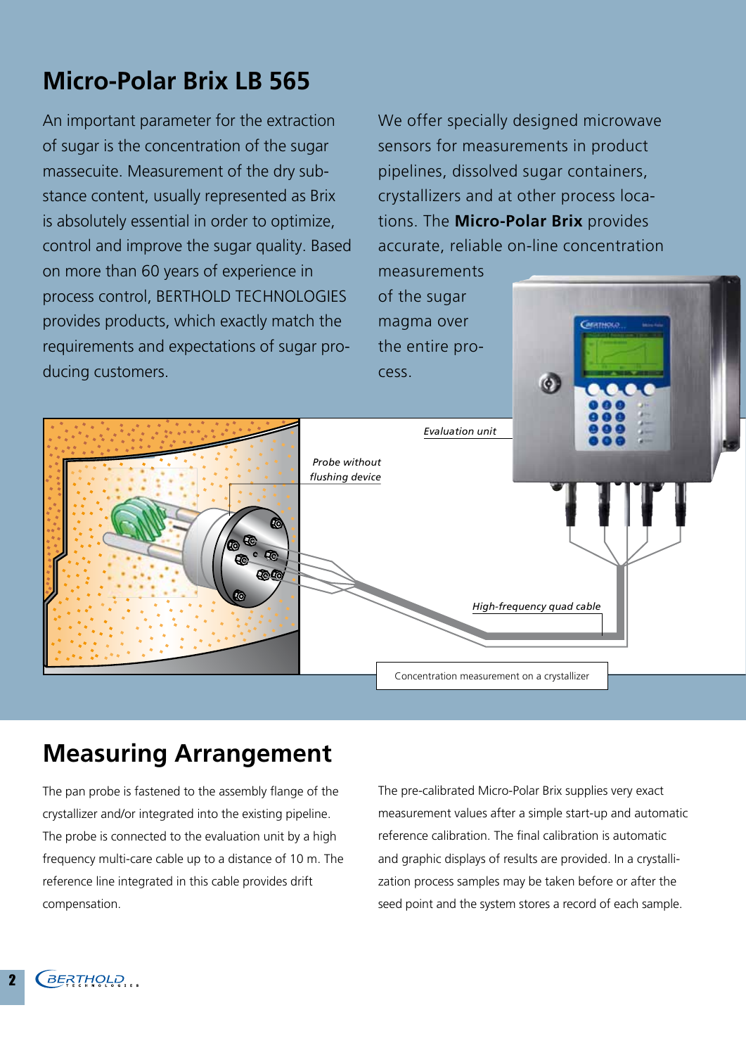# Micro-Polar Brix LB 565

An important parameter for the extraction of sugar is the concentration of the sugar massecuite. Measurement of the dry substance content, usually represented as Brix is absolutely essential in order to optimize, control and improve the sugar quality. Based on more than 60 years of experience in process control, BERTHOLD TECHNOLOGIES provides products, which exactly match the requirements and expectations of sugar producing customers.

We offer specially designed microwave sensors for measurements in product pipelines, dissolved sugar containers, crystallizers and at other process locations. The **Micro-Polar Brix** provides accurate, reliable on-line concentration measurements of the sugar magma over the entire process.

*Evaluation unit*

*Probe without flushing device*

*High-frequency quad cable*

Concentration measurement on a crystallizer

## Measuring Arrangement

The pan probe is fastened to the assembly flange of the crystallizer and/or integrated into the existing pipeline. The probe is connected to the evaluation unit by a high frequency multi-care cable up to a distance of 10 m. The reference line integrated in this cable provides drift compensation.

The pre-calibrated Micro-Polar Brix supplies very exact measurement values after a simple start-up and automatic reference calibration. The final calibration is automatic and graphic displays of results are provided. In a crystallization process samples may be taken before or after the seed point and the system stores a record of each sample.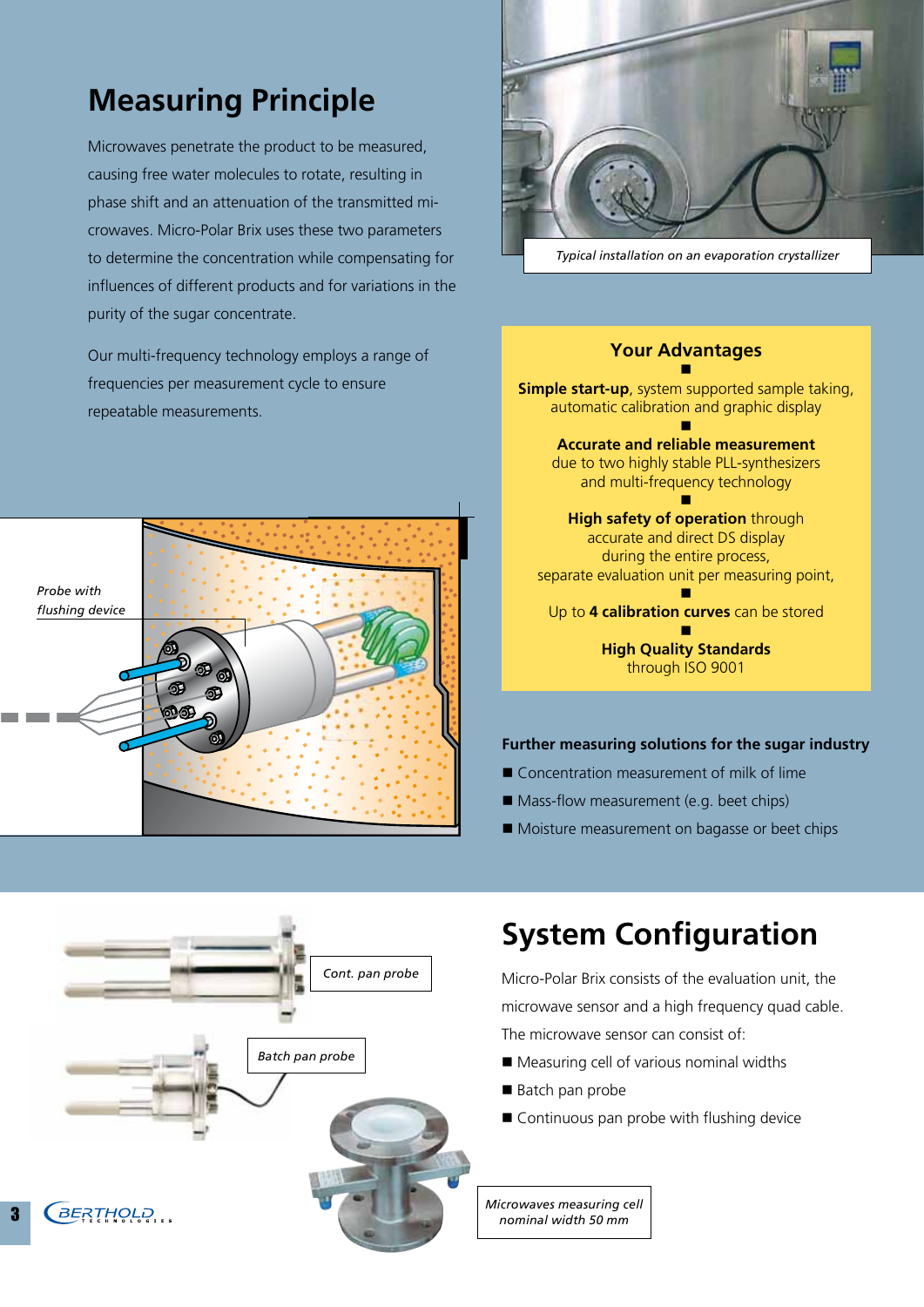## Measuring Principle

Microwaves penetrate the product to be measured, causing free water molecules to rotate, resulting in phase shift and an attenuation of the transmitted microwaves. Micro-Polar Brix uses these two parameters to determine the concentration while compensating for influences of different products and for variations in the purity of the sugar concentrate.

Our multi-frequency technology employs a range of frequencies per measurement cycle to ensure repeatable measurements.

*Probe with flushing device*

*Typical installation on an evaporation crystallizer*

### Your Advantages

**Simple start-up**, system supported sample taking, automatic calibration and graphic display

**Accurate and reliable measurement** due to two highly stable PLL-synthesizers and multi-frequency technology

**High safety of operation** through accurate and direct DS display during the entire process, separate evaluation unit per measuring point,

Up to **4 calibration curves** can be stored

**High Quality Standards** through ISO 9001

**Further measuring solutions for the sugar industry**

- Concentration measurement of milk of lime
- Mass-flow measurement (e.g. beet chips)
- Moisture measurement on bagasse or beet chips

## System Configuration

Micro-Polar Brix consists of the evaluation unit, the microwave sensor and a high frequency quad cable. The microwave sensor can consist of:

- Measuring cell of various nominal widths
- Batch pan probe
- Continuous pan probe with flushing device

*Cont. pan probe*

*Batch pan probe*

*Microwaves measuring cell nominal width 50 mm*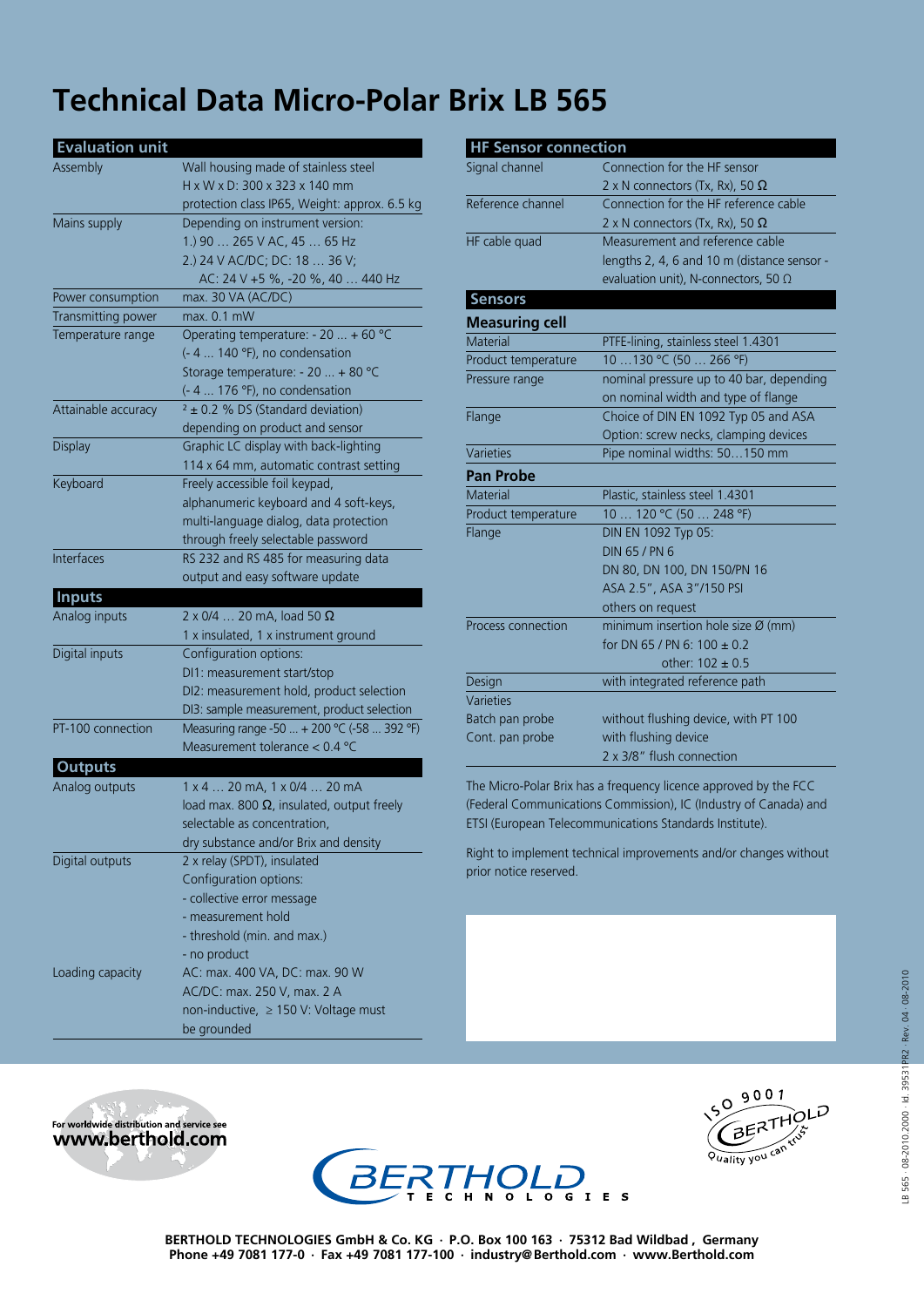# Technical Data Micro-Polar Brix LB 565

## Evaluation unit

| | |
|---|---|
| Assembly | Wall housing made of stainless steel<br>H x W x D: 300 x 323 x 140 mm<br>protection class IP65, Weight: approx. 6.5 kg |
| Mains supply | Depending on instrument version:<br>1.) 90 … 265 V AC, 45 … 65 Hz<br>2.) 24 V AC/DC; DC: 18 … 36 V;<br>AC: 24 V +5 %, -20 %, 40 … 440 Hz |
| Power consumption | max. 30 VA (AC/DC) |
| Transmitting power | max. 0.1 mW |
| Temperature range | Operating temperature: - 20 ... + 60 °C<br>(- 4 ... 140 °F), no condensation<br>Storage temperature: - 20 ... + 80 °C<br>(- 4 ... 176 °F), no condensation |
| Attainable accuracy | ² ± 0.2 % DS (Standard deviation)<br>depending on product and sensor |
| Display | Graphic LC display with back-lighting<br>114 x 64 mm, automatic contrast setting |
| Keyboard | Freely accessible foil keypad,<br>alphanumeric keyboard and 4 soft-keys,<br>multi-language dialog, data protection<br>through freely selectable password |
| Interfaces | RS 232 and RS 485 for measuring data<br>output and easy software update |

## Inputs

| | |
|---|---|
| Analog inputs | 2 x 0/4 … 20 mA, load 50 Ω<br>1 x insulated, 1 x instrument ground |
| Digital inputs | Configuration options:<br>DI1: measurement start/stop<br>DI2: measurement hold, product selection<br>DI3: sample measurement, product selection |
| PT-100 connection | Measuring range -50 ... + 200 °C (-58 ... 392 °F)<br>Measurement tolerance < 0.4 °C |

## Outputs

| | |
|---|---|
| Analog outputs | 1 x 4 … 20 mA, 1 x 0/4 … 20 mA<br>load max. 800 Ω, insulated, output freely<br>selectable as concentration,<br>dry substance and/or Brix and density |
| Digital outputs | 2 x relay (SPDT), insulated<br>Configuration options:<br>- collective error message<br>- measurement hold<br>- threshold (min. and max.)<br>- no product |
| Loading capacity | AC: max. 400 VA, DC: max. 90 W<br>AC/DC: max. 250 V, max. 2 A<br>non-inductive, ≥ 150 V: Voltage must<br>be grounded |

## HF Sensor connection

| | |
|---|---|
| Signal channel | Connection for the HF sensor<br>2 x N connectors (Tx, Rx), 50 Ω |
| Reference channel | Connection for the HF reference cable<br>2 x N connectors (Tx, Rx), 50 Ω |
| HF cable quad | Measurement and reference cable<br>lengths 2, 4, 6 and 10 m (distance sensor - evaluation unit), N-connectors, 50 Ω |

## Sensors

### Measuring cell

| | |
|---|---|
| Material | PTFE-lining, stainless steel 1.4301 |
| Product temperature | 10 …130 °C (50 … 266 °F) |
| Pressure range | nominal pressure up to 40 bar, depending on nominal width and type of flange |
| Flange | Choice of DIN EN 1092 Typ 05 and ASA<br>Option: screw necks, clamping devices |
| Varieties | Pipe nominal widths: 50…150 mm |

### Pan Probe

| | |
|---|---|
| Material | Plastic, stainless steel 1.4301 |
| Product temperature | 10 … 120 °C (50 … 248 °F) |
| Flange | DIN EN 1092 Typ 05:<br>DIN 65 / PN 6<br>DN 80, DN 100, DN 150/PN 16<br>ASA 2.5", ASA 3"/150 PSI<br>others on request |
| Process connection | minimum insertion hole size Ø (mm)<br>for DN 65 / PN 6: 100 ± 0.2<br>other: 102 ± 0.5 |
| Design | with integrated reference path |
| Varieties | |
| Batch pan probe | without flushing device, with PT 100 |
| Cont. pan probe | with flushing device<br>2 x 3/8" flush connection |

The Micro-Polar Brix has a frequency licence approved by the FCC (Federal Communications Commission), IC (Industry of Canada) and ETSI (European Telecommunications Standards Institute).

Right to implement technical improvements and/or changes without prior notice reserved.

For worldwide distribution and service see
**www.berthold.com**

BERTHOLD TECHNOLOGIES

ISO 9001 BERTHOLD Quality you can trust

LB 565 · 08-2010.2000 · Id. 39531PR2 · Rev. 04 · 08-2010

**BERTHOLD TECHNOLOGIES GmbH & Co. KG · P.O. Box 100 163 · 75312 Bad Wildbad , Germany**
**Phone +49 7081 177-0 · Fax +49 7081 177-100 · industry@Berthold.com · www.Berthold.com**